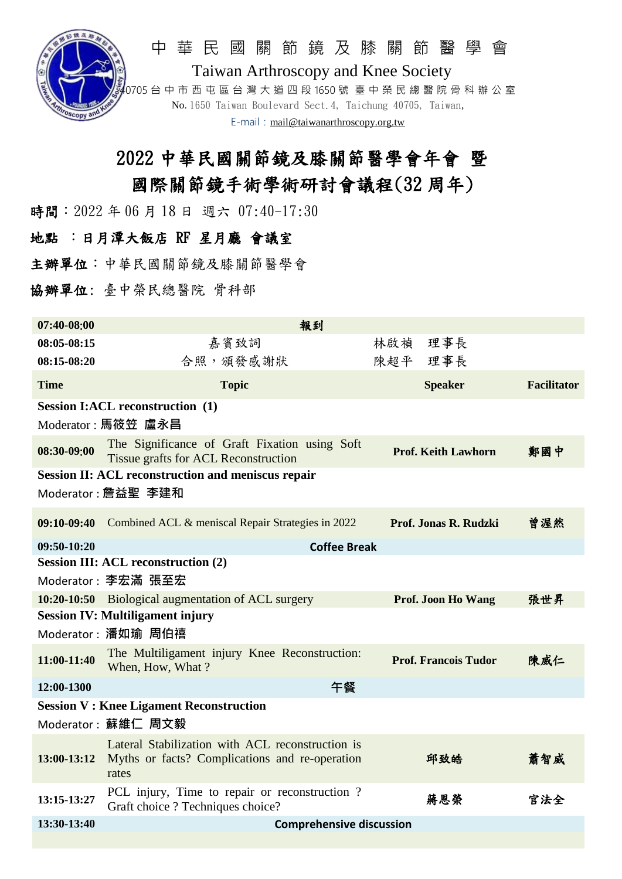中 華 民 國 關 節 鏡 及 膝 關 節 醫 學 會

Taiwan Arthroscopy and Knee Society

40705 台 中 市 西 屯 區 台 灣 大 道 四 段 1650 號 臺 中 榮 民 總 醫 院 骨 科 辦 公 室

No. 1650 Taiwan Boulevard Sect.4, Taichung 40705, Taiwan,

E-mail：mail@taiwanarthroscopy.org.tw

# 2022 中華民國關節鏡及膝關節醫學會年會 暨 國際關節鏡手術學術研討會議程(32 周年)

**時間**：2022 年 06 月 18 日 週六 07:40-17:30

**地點 ：日月潭大飯店 RF 星月廳 會議室**

**主辦單位**：中華民國關節鏡及膝關節醫學會

**協辦單位**: 臺中榮民總醫院 骨科部

| | | | |
|---|---|---|---|
| **07:40-08:00** | **報到** | | |
| **08:05-08:15** | 嘉賓致詞 | 林啟禎 理事長 | |
| **08:15-08:20** | 合照，頒發感謝狀 | 陳超平 理事長 | |
| **Time** | **Topic** | **Speaker** | **Facilitator** |
| **Session I:ACL reconstruction (1)**<br>Moderator : **馬筱笠 盧永昌** | | | |
| **08:30-09:00** | The Significance of Graft Fixation using Soft Tissue grafts for ACL Reconstruction | **Prof. Keith Lawhorn** | **鄭國中** |
| **Session II: ACL reconstruction and meniscus repair**<br>Moderator : **詹益聖 李建和** | | | |
| **09:10-09:40** | Combined ACL & meniscal Repair Strategies in 2022 | **Prof. Jonas R. Rudzki** | **曾渥然** |
| **09:50-10:20** | **Coffee Break** | | |
| **Session III: ACL reconstruction (2)**<br>Moderator : **李宏滿 張至宏** | | | |
| **10:20-10:50** | Biological augmentation of ACL surgery | **Prof. Joon Ho Wang** | **張世昇** |
| **Session IV: Multiligament injury**<br>Moderator : **潘如瑜 周伯禧** | | | |
| **11:00-11:40** | The Multiligament injury Knee Reconstruction: When, How, What ? | **Prof. Francois Tudor** | **陳威仁** |
| **12:00-1300** | **午餐** | | |
| **Session V : Knee Ligament Reconstruction**<br>Moderator : **蘇維仁 周文毅** | | | |
| **13:00-13:12** | Lateral Stabilization with ACL reconstruction is Myths or facts? Complications and re-operation rates | **邱致皓** | **蕭智威** |
| **13:15-13:27** | PCL injury, Time to repair or reconstruction ? Graft choice ? Techniques choice? | **蔣恩榮** | **官法全** |
| **13:30-13:40** | **Comprehensive discussion** | | |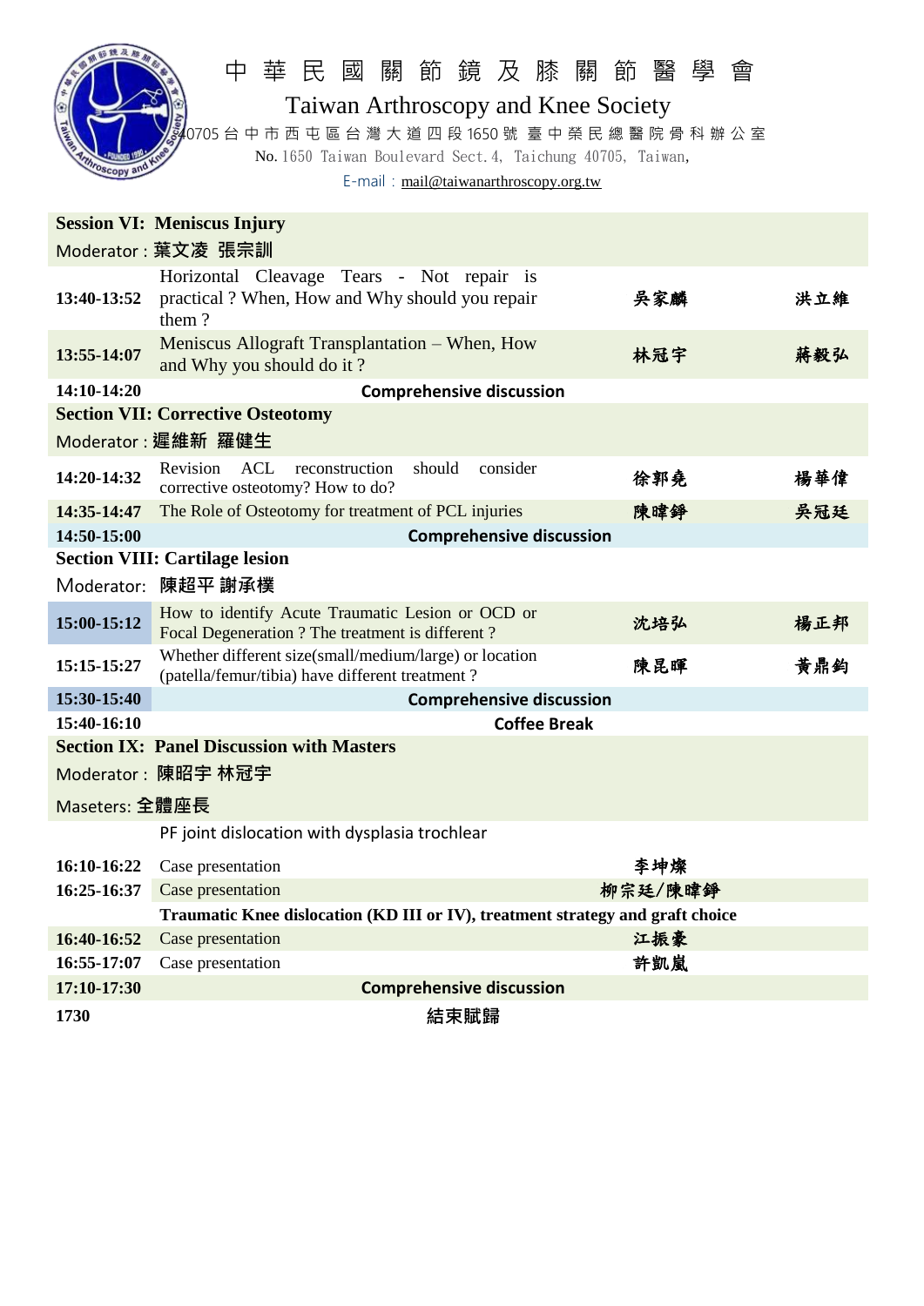# 中 華 民 國 關 節 鏡 及 膝 關 節 醫 學 會

## Taiwan Arthroscopy and Knee Society

40705 台 中 市 西 屯 區 台 灣 大 道 四 段 1650 號 臺 中 榮 民 總 醫 院 骨 科 辦 公 室

No. 1650 Taiwan Boulevard Sect.4, Taichung 40705, Taiwan,

E-mail：mail@taiwanarthroscopy.org.tw

| | | | |
|---|---|---|---|
| **Session VI: Meniscus Injury** | | | |
| Moderator : **葉文凌 張宗訓** | | | |
| **13:40-13:52** | Horizontal Cleavage Tears - Not repair is practical ? When, How and Why should you repair them ? | 吳家麟 | 洪立維 |
| **13:55-14:07** | Meniscus Allograft Transplantation – When, How and Why you should do it ? | 林冠宇 | 蔣毅弘 |
| **14:10-14:20** | **Comprehensive discussion** | | |
| **Section VII: Corrective Osteotomy** | | | |
| Moderator : **遲維新 羅健生** | | | |
| **14:20-14:32** | Revision ACL reconstruction should consider corrective osteotomy? How to do? | 徐郭堯 | 楊華偉 |
| **14:35-14:47** | The Role of Osteotomy for treatment of PCL injuries | 陳暐鋅 | 吳冠廷 |
| **14:50-15:00** | **Comprehensive discussion** | | |
| **Section VIII: Cartilage lesion** | | | |
| Moderator: **陳超平 謝承樸** | | | |
| **15:00-15:12** | How to identify Acute Traumatic Lesion or OCD or Focal Degeneration ? The treatment is different ? | 沈培弘 | 楊正邦 |
| **15:15-15:27** | Whether different size(small/medium/large) or location (patella/femur/tibia) have different treatment ? | 陳昆暉 | 黃鼎鈞 |
| **15:30-15:40** | **Comprehensive discussion** | | |
| **15:40-16:10** | **Coffee Break** | | |
| **Section IX: Panel Discussion with Masters** | | | |
| Moderator : **陳昭宇 林冠宇** | | | |
| Maseters: **全體座長** | | | |
| | PF joint dislocation with dysplasia trochlear | | |
| **16:10-16:22** | Case presentation | 李坤燦 | |
| **16:25-16:37** | Case presentation | 柳宗廷/陳暐鋅 | |
| | **Traumatic Knee dislocation (KD III or IV), treatment strategy and graft choice** | | |
| **16:40-16:52** | Case presentation | 江振豪 | |
| **16:55-17:07** | Case presentation | 許凱嵐 | |
| **17:10-17:30** | **Comprehensive discussion** | | |
| **1730** | **結束賦歸** | | |